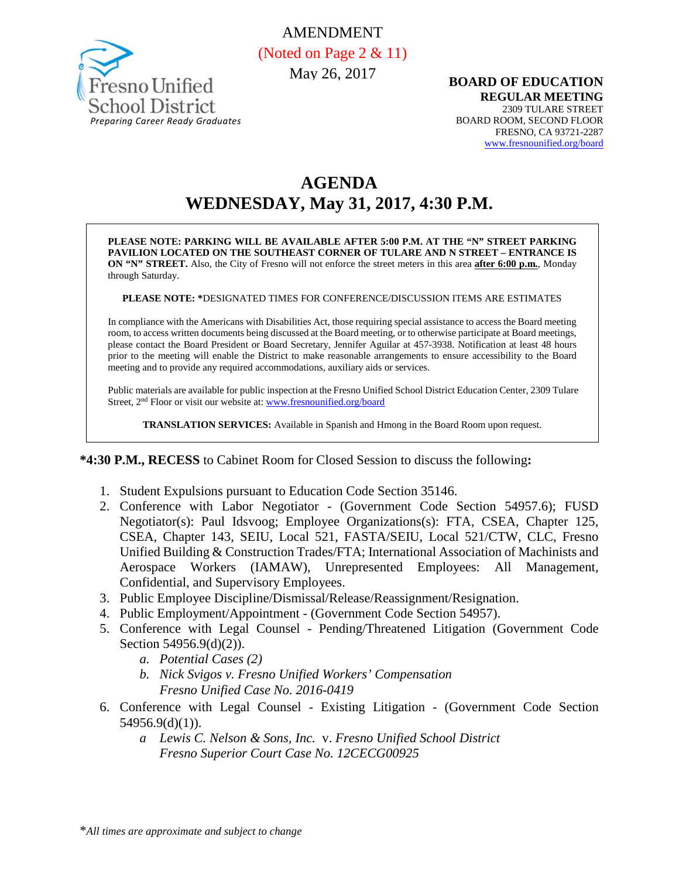Fresno Unified School District
*Preparing Career Ready Graduates*

AMENDMENT
(Noted on Page 2 & 11)
May 26, 2017

**BOARD OF EDUCATION**
**REGULAR MEETING**
2309 TULARE STREET
BOARD ROOM, SECOND FLOOR
FRESNO, CA 93721-2287
www.fresnounified.org/board

# AGENDA
## WEDNESDAY, May 31, 2017, 4:30 P.M.

**PLEASE NOTE: PARKING WILL BE AVAILABLE AFTER 5:00 P.M. AT THE "N" STREET PARKING PAVILION LOCATED ON THE SOUTHEAST CORNER OF TULARE AND N STREET – ENTRANCE IS ON "N" STREET.** Also, the City of Fresno will not enforce the street meters in this area **after 6:00 p.m.**, Monday through Saturday.

**PLEASE NOTE: ***DESIGNATED TIMES FOR CONFERENCE/DISCUSSION ITEMS ARE ESTIMATES

In compliance with the Americans with Disabilities Act, those requiring special assistance to access the Board meeting room, to access written documents being discussed at the Board meeting, or to otherwise participate at Board meetings, please contact the Board President or Board Secretary, Jennifer Aguilar at 457-3938. Notification at least 48 hours prior to the meeting will enable the District to make reasonable arrangements to ensure accessibility to the Board meeting and to provide any required accommodations, auxiliary aids or services.

Public materials are available for public inspection at the Fresno Unified School District Education Center, 2309 Tulare Street, 2nd Floor or visit our website at: www.fresnounified.org/board

**TRANSLATION SERVICES:** Available in Spanish and Hmong in the Board Room upon request.

***4:30 P.M., RECESS** to Cabinet Room for Closed Session to discuss the following**:**

1. Student Expulsions pursuant to Education Code Section 35146.
2. Conference with Labor Negotiator - (Government Code Section 54957.6); FUSD Negotiator(s): Paul Idsvoog; Employee Organizations(s): FTA, CSEA, Chapter 125, CSEA, Chapter 143, SEIU, Local 521, FASTA/SEIU, Local 521/CTW, CLC, Fresno Unified Building & Construction Trades/FTA; International Association of Machinists and Aerospace Workers (IAMAW), Unrepresented Employees: All Management, Confidential, and Supervisory Employees.
3. Public Employee Discipline/Dismissal/Release/Reassignment/Resignation.
4. Public Employment/Appointment - (Government Code Section 54957).
5. Conference with Legal Counsel - Pending/Threatened Litigation (Government Code Section 54956.9(d)(2)).
   a. *Potential Cases (2)*
   b. *Nick Svigos v. Fresno Unified Workers' Compensation*
      *Fresno Unified Case No. 2016-0419*
6. Conference with Legal Counsel - Existing Litigation - (Government Code Section 54956.9(d)(1)).
   a *Lewis C. Nelson & Sons, Inc.* v. *Fresno Unified School District*
      *Fresno Superior Court Case No. 12CECG00925*

**All times are approximate and subject to change*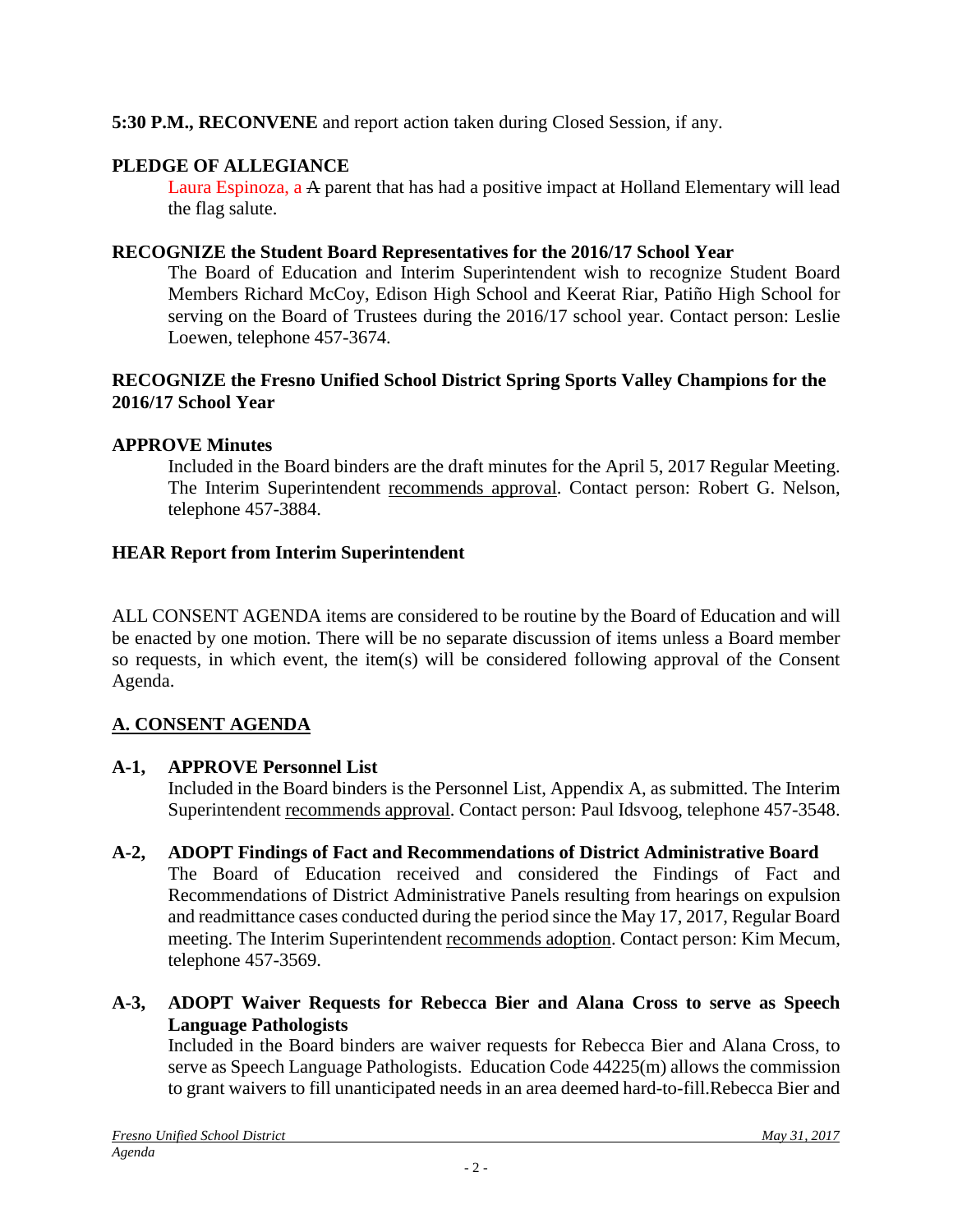**5:30 P.M., RECONVENE** and report action taken during Closed Session, if any.

**PLEDGE OF ALLEGIANCE**

Laura Espinoza, a ~~A~~ parent that has had a positive impact at Holland Elementary will lead the flag salute.

**RECOGNIZE the Student Board Representatives for the 2016/17 School Year**

The Board of Education and Interim Superintendent wish to recognize Student Board Members Richard McCoy, Edison High School and Keerat Riar, Patiño High School for serving on the Board of Trustees during the 2016/17 school year. Contact person: Leslie Loewen, telephone 457-3674.

**RECOGNIZE the Fresno Unified School District Spring Sports Valley Champions for the 2016/17 School Year**

**APPROVE Minutes**

Included in the Board binders are the draft minutes for the April 5, 2017 Regular Meeting. The Interim Superintendent recommends approval. Contact person: Robert G. Nelson, telephone 457-3884.

**HEAR Report from Interim Superintendent**

ALL CONSENT AGENDA items are considered to be routine by the Board of Education and will be enacted by one motion. There will be no separate discussion of items unless a Board member so requests, in which event, the item(s) will be considered following approval of the Consent Agenda.

## A. CONSENT AGENDA

**A-1, APPROVE Personnel List**

Included in the Board binders is the Personnel List, Appendix A, as submitted. The Interim Superintendent recommends approval. Contact person: Paul Idsvoog, telephone 457-3548.

**A-2, ADOPT Findings of Fact and Recommendations of District Administrative Board**

The Board of Education received and considered the Findings of Fact and Recommendations of District Administrative Panels resulting from hearings on expulsion and readmittance cases conducted during the period since the May 17, 2017, Regular Board meeting. The Interim Superintendent recommends adoption. Contact person: Kim Mecum, telephone 457-3569.

**A-3, ADOPT Waiver Requests for Rebecca Bier and Alana Cross to serve as Speech Language Pathologists**

Included in the Board binders are waiver requests for Rebecca Bier and Alana Cross, to serve as Speech Language Pathologists. Education Code 44225(m) allows the commission to grant waivers to fill unanticipated needs in an area deemed hard-to-fill.Rebecca Bier and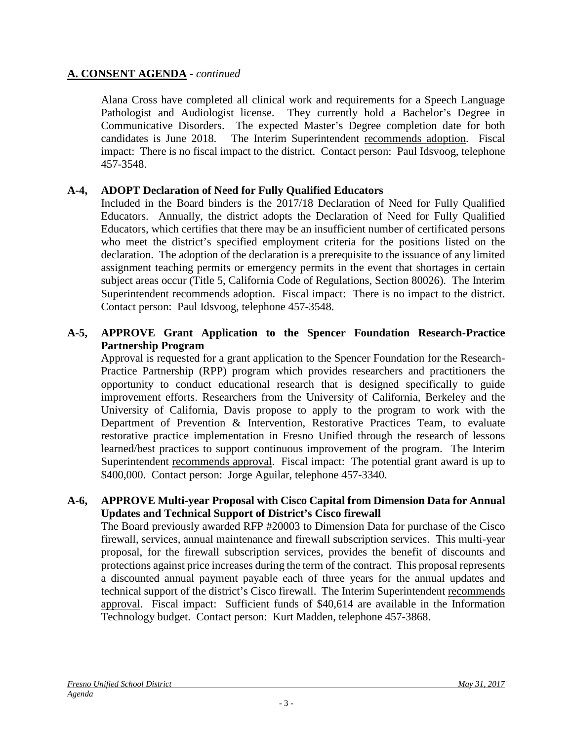## A. CONSENT AGENDA - *continued*

Alana Cross have completed all clinical work and requirements for a Speech Language Pathologist and Audiologist license. They currently hold a Bachelor's Degree in Communicative Disorders. The expected Master's Degree completion date for both candidates is June 2018. The Interim Superintendent recommends adoption. Fiscal impact: There is no fiscal impact to the district. Contact person: Paul Idsvoog, telephone 457-3548.

**A-4, ADOPT Declaration of Need for Fully Qualified Educators**

Included in the Board binders is the 2017/18 Declaration of Need for Fully Qualified Educators. Annually, the district adopts the Declaration of Need for Fully Qualified Educators, which certifies that there may be an insufficient number of certificated persons who meet the district's specified employment criteria for the positions listed on the declaration. The adoption of the declaration is a prerequisite to the issuance of any limited assignment teaching permits or emergency permits in the event that shortages in certain subject areas occur (Title 5, California Code of Regulations, Section 80026). The Interim Superintendent recommends adoption. Fiscal impact: There is no impact to the district. Contact person: Paul Idsvoog, telephone 457-3548.

**A-5, APPROVE Grant Application to the Spencer Foundation Research-Practice Partnership Program**

Approval is requested for a grant application to the Spencer Foundation for the Research-Practice Partnership (RPP) program which provides researchers and practitioners the opportunity to conduct educational research that is designed specifically to guide improvement efforts. Researchers from the University of California, Berkeley and the University of California, Davis propose to apply to the program to work with the Department of Prevention & Intervention, Restorative Practices Team, to evaluate restorative practice implementation in Fresno Unified through the research of lessons learned/best practices to support continuous improvement of the program. The Interim Superintendent recommends approval. Fiscal impact: The potential grant award is up to $400,000. Contact person: Jorge Aguilar, telephone 457-3340.

**A-6, APPROVE Multi-year Proposal with Cisco Capital from Dimension Data for Annual Updates and Technical Support of District's Cisco firewall**

The Board previously awarded RFP #20003 to Dimension Data for purchase of the Cisco firewall, services, annual maintenance and firewall subscription services. This multi-year proposal, for the firewall subscription services, provides the benefit of discounts and protections against price increases during the term of the contract. This proposal represents a discounted annual payment payable each of three years for the annual updates and technical support of the district's Cisco firewall. The Interim Superintendent recommends approval. Fiscal impact: Sufficient funds of $40,614 are available in the Information Technology budget. Contact person: Kurt Madden, telephone 457-3868.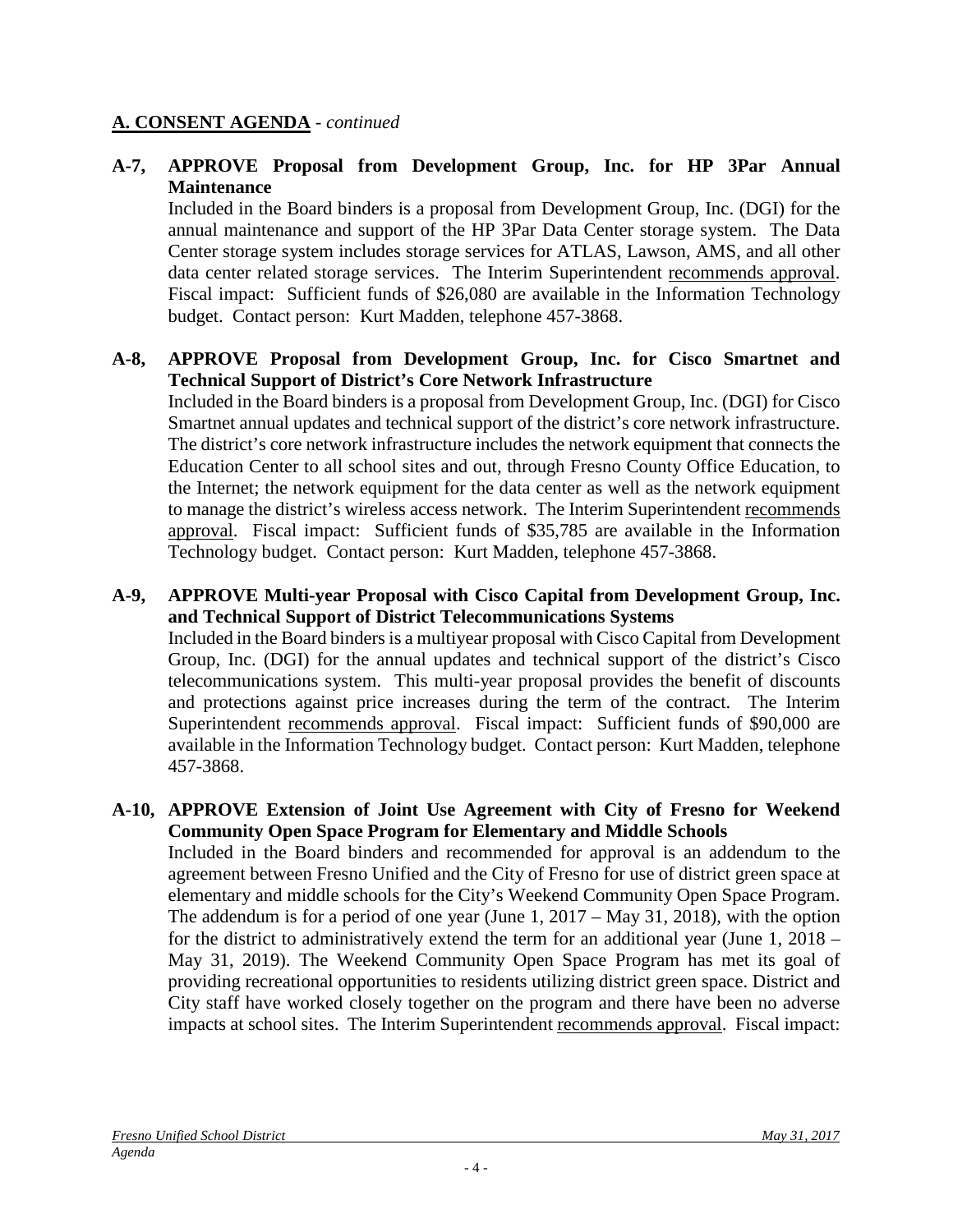## A. CONSENT AGENDA - *continued*

**A-7, APPROVE Proposal from Development Group, Inc. for HP 3Par Annual Maintenance**

Included in the Board binders is a proposal from Development Group, Inc. (DGI) for the annual maintenance and support of the HP 3Par Data Center storage system. The Data Center storage system includes storage services for ATLAS, Lawson, AMS, and all other data center related storage services. The Interim Superintendent recommends approval. Fiscal impact: Sufficient funds of $26,080 are available in the Information Technology budget. Contact person: Kurt Madden, telephone 457-3868.

**A-8, APPROVE Proposal from Development Group, Inc. for Cisco Smartnet and Technical Support of District's Core Network Infrastructure**

Included in the Board binders is a proposal from Development Group, Inc. (DGI) for Cisco Smartnet annual updates and technical support of the district's core network infrastructure. The district's core network infrastructure includes the network equipment that connects the Education Center to all school sites and out, through Fresno County Office Education, to the Internet; the network equipment for the data center as well as the network equipment to manage the district's wireless access network. The Interim Superintendent recommends approval. Fiscal impact: Sufficient funds of $35,785 are available in the Information Technology budget. Contact person: Kurt Madden, telephone 457-3868.

**A-9, APPROVE Multi-year Proposal with Cisco Capital from Development Group, Inc. and Technical Support of District Telecommunications Systems**

Included in the Board binders is a multiyear proposal with Cisco Capital from Development Group, Inc. (DGI) for the annual updates and technical support of the district's Cisco telecommunications system. This multi-year proposal provides the benefit of discounts and protections against price increases during the term of the contract. The Interim Superintendent recommends approval. Fiscal impact: Sufficient funds of $90,000 are available in the Information Technology budget. Contact person: Kurt Madden, telephone 457-3868.

**A-10, APPROVE Extension of Joint Use Agreement with City of Fresno for Weekend Community Open Space Program for Elementary and Middle Schools**

Included in the Board binders and recommended for approval is an addendum to the agreement between Fresno Unified and the City of Fresno for use of district green space at elementary and middle schools for the City's Weekend Community Open Space Program. The addendum is for a period of one year (June 1, 2017 – May 31, 2018), with the option for the district to administratively extend the term for an additional year (June 1, 2018 – May 31, 2019). The Weekend Community Open Space Program has met its goal of providing recreational opportunities to residents utilizing district green space. District and City staff have worked closely together on the program and there have been no adverse impacts at school sites. The Interim Superintendent recommends approval. Fiscal impact: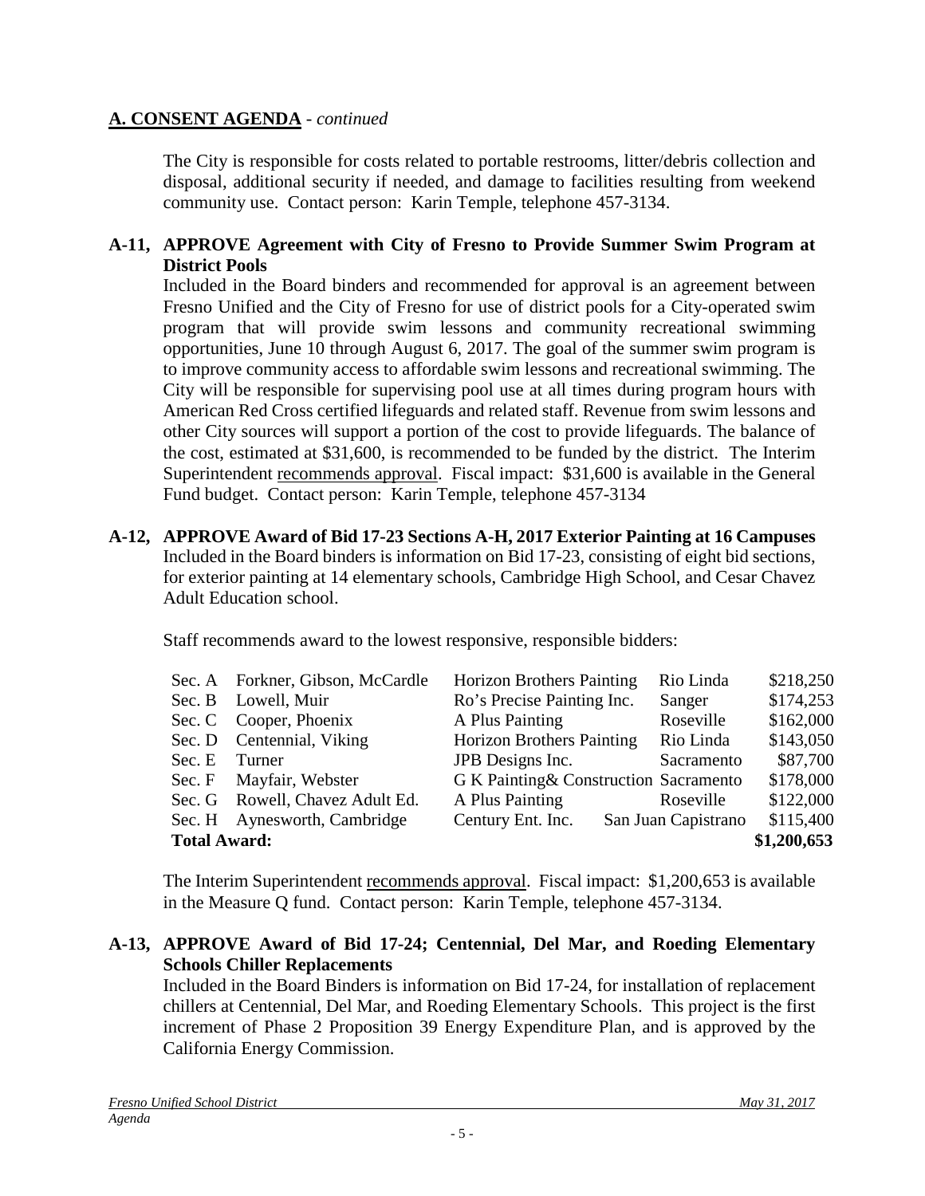## A. CONSENT AGENDA - *continued*

The City is responsible for costs related to portable restrooms, litter/debris collection and disposal, additional security if needed, and damage to facilities resulting from weekend community use. Contact person: Karin Temple, telephone 457-3134.

### A-11, APPROVE Agreement with City of Fresno to Provide Summer Swim Program at District Pools

Included in the Board binders and recommended for approval is an agreement between Fresno Unified and the City of Fresno for use of district pools for a City-operated swim program that will provide swim lessons and community recreational swimming opportunities, June 10 through August 6, 2017. The goal of the summer swim program is to improve community access to affordable swim lessons and recreational swimming. The City will be responsible for supervising pool use at all times during program hours with American Red Cross certified lifeguards and related staff. Revenue from swim lessons and other City sources will support a portion of the cost to provide lifeguards. The balance of the cost, estimated at $31,600, is recommended to be funded by the district. The Interim Superintendent recommends approval. Fiscal impact: $31,600 is available in the General Fund budget. Contact person: Karin Temple, telephone 457-3134

### A-12, APPROVE Award of Bid 17-23 Sections A-H, 2017 Exterior Painting at 16 Campuses

Included in the Board binders is information on Bid 17-23, consisting of eight bid sections, for exterior painting at 14 elementary schools, Cambridge High School, and Cesar Chavez Adult Education school.

Staff recommends award to the lowest responsive, responsible bidders:

| Section | Schools | Bidder | Location | Amount |
|---|---|---|---|---|
| Sec. A | Forkner, Gibson, McCardle | Horizon Brothers Painting | Rio Linda | $218,250 |
| Sec. B | Lowell, Muir | Ro's Precise Painting Inc. | Sanger | $174,253 |
| Sec. C | Cooper, Phoenix | A Plus Painting | Roseville | $162,000 |
| Sec. D | Centennial, Viking | Horizon Brothers Painting | Rio Linda | $143,050 |
| Sec. E | Turner | JPB Designs Inc. | Sacramento | $87,700 |
| Sec. F | Mayfair, Webster | G K Painting& Construction | Sacramento | $178,000 |
| Sec. G | Rowell, Chavez Adult Ed. | A Plus Painting | Roseville | $122,000 |
| Sec. H | Aynesworth, Cambridge | Century Ent. Inc. | San Juan Capistrano | $115,400 |
| **Total Award:** | | | | **$1,200,653** |

The Interim Superintendent recommends approval. Fiscal impact: $1,200,653 is available in the Measure Q fund. Contact person: Karin Temple, telephone 457-3134.

### A-13, APPROVE Award of Bid 17-24; Centennial, Del Mar, and Roeding Elementary Schools Chiller Replacements

Included in the Board Binders is information on Bid 17-24, for installation of replacement chillers at Centennial, Del Mar, and Roeding Elementary Schools. This project is the first increment of Phase 2 Proposition 39 Energy Expenditure Plan, and is approved by the California Energy Commission.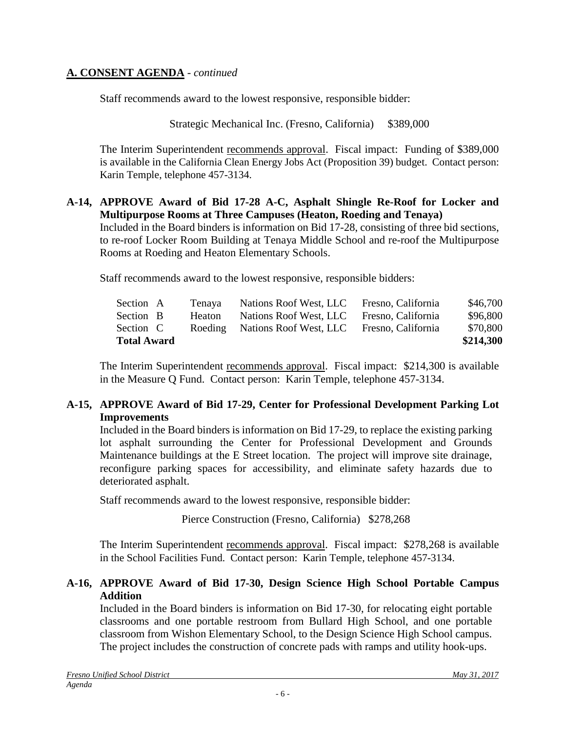## A. CONSENT AGENDA - *continued*

Staff recommends award to the lowest responsive, responsible bidder:

Strategic Mechanical Inc. (Fresno, California) $389,000

The Interim Superintendent recommends approval. Fiscal impact: Funding of $389,000 is available in the California Clean Energy Jobs Act (Proposition 39) budget. Contact person: Karin Temple, telephone 457-3134.

### A-14, APPROVE Award of Bid 17-28 A-C, Asphalt Shingle Re-Roof for Locker and Multipurpose Rooms at Three Campuses (Heaton, Roeding and Tenaya)

Included in the Board binders is information on Bid 17-28, consisting of three bid sections, to re-roof Locker Room Building at Tenaya Middle School and re-roof the Multipurpose Rooms at Roeding and Heaton Elementary Schools.

Staff recommends award to the lowest responsive, responsible bidders:

| | | | | |
|---|---|---|---|---|
| Section A | Tenaya | Nations Roof West, LLC | Fresno, California | $46,700 |
| Section B | Heaton | Nations Roof West, LLC | Fresno, California | $96,800 |
| Section C | Roeding | Nations Roof West, LLC | Fresno, California | $70,800 |
| **Total Award** | | | | **$214,300** |

The Interim Superintendent recommends approval. Fiscal impact: $214,300 is available in the Measure Q Fund. Contact person: Karin Temple, telephone 457-3134.

### A-15, APPROVE Award of Bid 17-29, Center for Professional Development Parking Lot Improvements

Included in the Board binders is information on Bid 17-29, to replace the existing parking lot asphalt surrounding the Center for Professional Development and Grounds Maintenance buildings at the E Street location. The project will improve site drainage, reconfigure parking spaces for accessibility, and eliminate safety hazards due to deteriorated asphalt.

Staff recommends award to the lowest responsive, responsible bidder:

Pierce Construction (Fresno, California) $278,268

The Interim Superintendent recommends approval. Fiscal impact: $278,268 is available in the School Facilities Fund. Contact person: Karin Temple, telephone 457-3134.

### A-16, APPROVE Award of Bid 17-30, Design Science High School Portable Campus Addition

Included in the Board binders is information on Bid 17-30, for relocating eight portable classrooms and one portable restroom from Bullard High School, and one portable classroom from Wishon Elementary School, to the Design Science High School campus. The project includes the construction of concrete pads with ramps and utility hook-ups.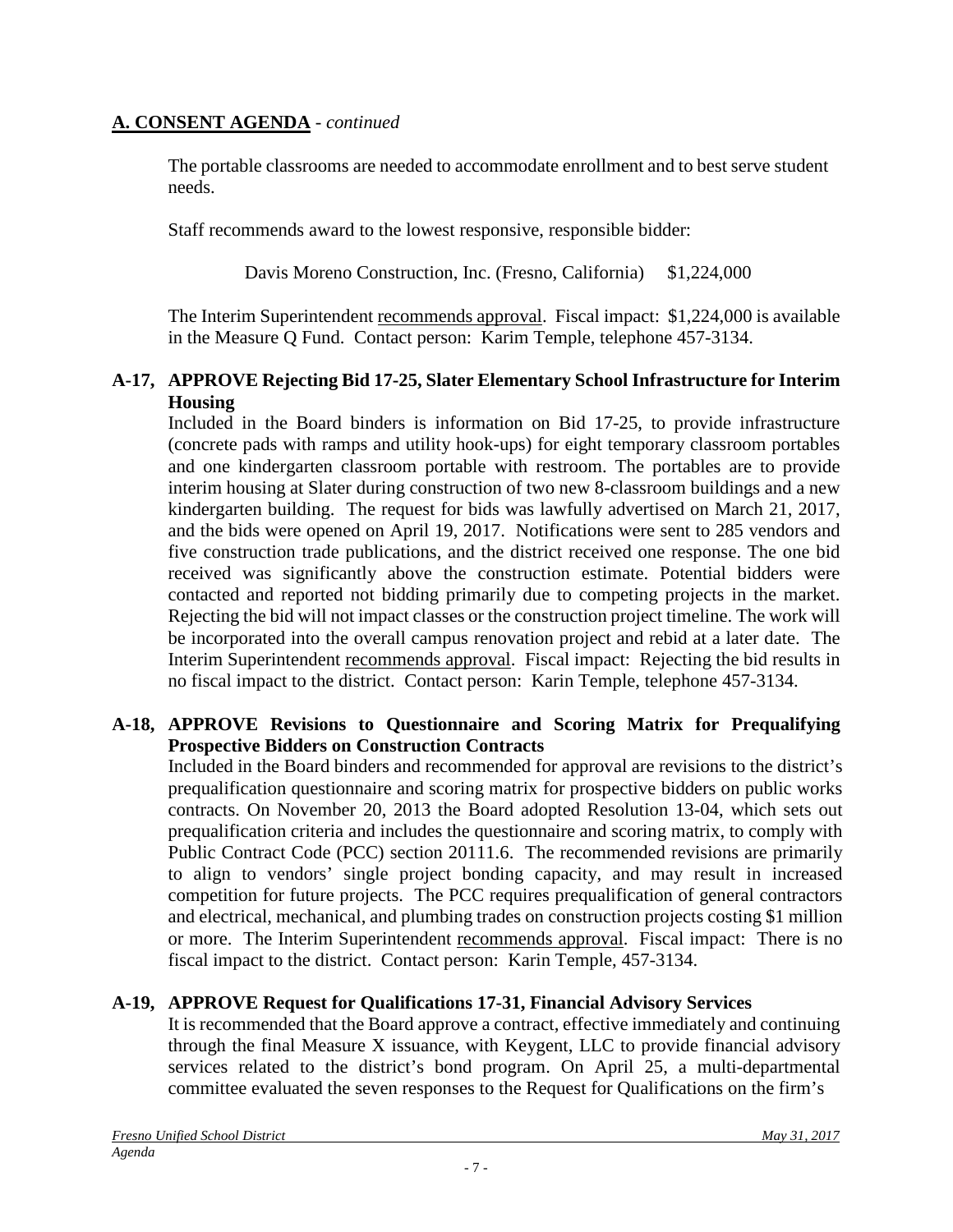## A. CONSENT AGENDA - *continued*

The portable classrooms are needed to accommodate enrollment and to best serve student needs.

Staff recommends award to the lowest responsive, responsible bidder:

Davis Moreno Construction, Inc. (Fresno, California) $1,224,000

The Interim Superintendent recommends approval. Fiscal impact: $1,224,000 is available in the Measure Q Fund. Contact person: Karim Temple, telephone 457-3134.

**A-17, APPROVE Rejecting Bid 17-25, Slater Elementary School Infrastructure for Interim Housing**

Included in the Board binders is information on Bid 17-25, to provide infrastructure (concrete pads with ramps and utility hook-ups) for eight temporary classroom portables and one kindergarten classroom portable with restroom. The portables are to provide interim housing at Slater during construction of two new 8-classroom buildings and a new kindergarten building. The request for bids was lawfully advertised on March 21, 2017, and the bids were opened on April 19, 2017. Notifications were sent to 285 vendors and five construction trade publications, and the district received one response. The one bid received was significantly above the construction estimate. Potential bidders were contacted and reported not bidding primarily due to competing projects in the market. Rejecting the bid will not impact classes or the construction project timeline. The work will be incorporated into the overall campus renovation project and rebid at a later date. The Interim Superintendent recommends approval. Fiscal impact: Rejecting the bid results in no fiscal impact to the district. Contact person: Karin Temple, telephone 457-3134.

**A-18, APPROVE Revisions to Questionnaire and Scoring Matrix for Prequalifying Prospective Bidders on Construction Contracts**

Included in the Board binders and recommended for approval are revisions to the district's prequalification questionnaire and scoring matrix for prospective bidders on public works contracts. On November 20, 2013 the Board adopted Resolution 13-04, which sets out prequalification criteria and includes the questionnaire and scoring matrix, to comply with Public Contract Code (PCC) section 20111.6. The recommended revisions are primarily to align to vendors' single project bonding capacity, and may result in increased competition for future projects. The PCC requires prequalification of general contractors and electrical, mechanical, and plumbing trades on construction projects costing $1 million or more. The Interim Superintendent recommends approval. Fiscal impact: There is no fiscal impact to the district. Contact person: Karin Temple, 457-3134.

**A-19, APPROVE Request for Qualifications 17-31, Financial Advisory Services**

It is recommended that the Board approve a contract, effective immediately and continuing through the final Measure X issuance, with Keygent, LLC to provide financial advisory services related to the district's bond program. On April 25, a multi-departmental committee evaluated the seven responses to the Request for Qualifications on the firm's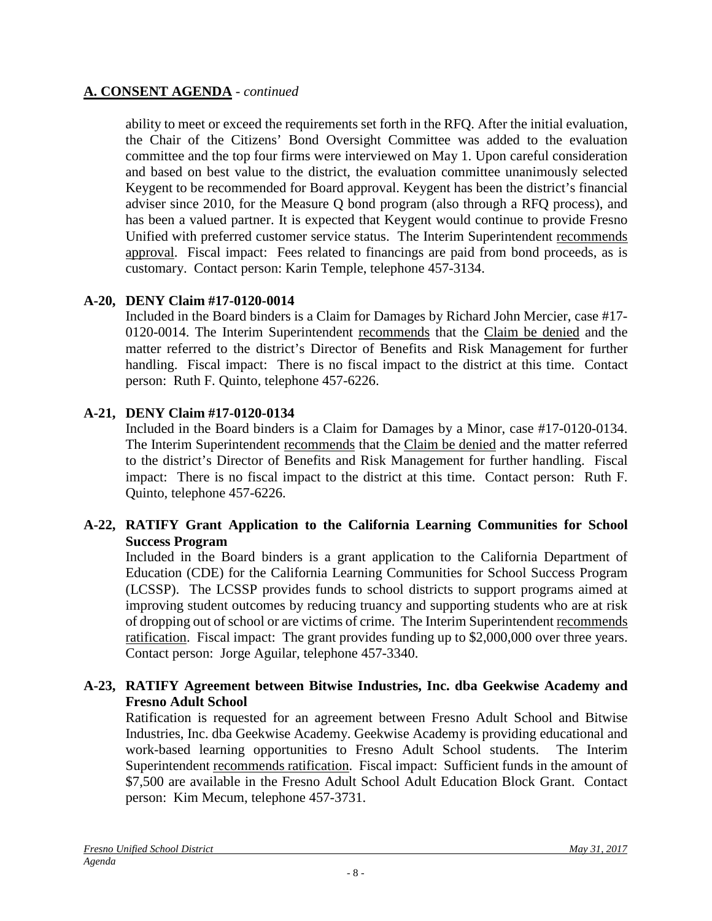## A. CONSENT AGENDA - *continued*

ability to meet or exceed the requirements set forth in the RFQ. After the initial evaluation, the Chair of the Citizens' Bond Oversight Committee was added to the evaluation committee and the top four firms were interviewed on May 1. Upon careful consideration and based on best value to the district, the evaluation committee unanimously selected Keygent to be recommended for Board approval. Keygent has been the district's financial adviser since 2010, for the Measure Q bond program (also through a RFQ process), and has been a valued partner. It is expected that Keygent would continue to provide Fresno Unified with preferred customer service status. The Interim Superintendent recommends approval. Fiscal impact: Fees related to financings are paid from bond proceeds, as is customary. Contact person: Karin Temple, telephone 457-3134.

**A-20, DENY Claim #17-0120-0014**

Included in the Board binders is a Claim for Damages by Richard John Mercier, case #17-0120-0014. The Interim Superintendent recommends that the Claim be denied and the matter referred to the district's Director of Benefits and Risk Management for further handling. Fiscal impact: There is no fiscal impact to the district at this time. Contact person: Ruth F. Quinto, telephone 457-6226.

**A-21, DENY Claim #17-0120-0134**

Included in the Board binders is a Claim for Damages by a Minor, case #17-0120-0134. The Interim Superintendent recommends that the Claim be denied and the matter referred to the district's Director of Benefits and Risk Management for further handling. Fiscal impact: There is no fiscal impact to the district at this time. Contact person: Ruth F. Quinto, telephone 457-6226.

**A-22, RATIFY Grant Application to the California Learning Communities for School Success Program**

Included in the Board binders is a grant application to the California Department of Education (CDE) for the California Learning Communities for School Success Program (LCSSP). The LCSSP provides funds to school districts to support programs aimed at improving student outcomes by reducing truancy and supporting students who are at risk of dropping out of school or are victims of crime. The Interim Superintendent recommends ratification. Fiscal impact: The grant provides funding up to $2,000,000 over three years. Contact person: Jorge Aguilar, telephone 457-3340.

**A-23, RATIFY Agreement between Bitwise Industries, Inc. dba Geekwise Academy and Fresno Adult School**

Ratification is requested for an agreement between Fresno Adult School and Bitwise Industries, Inc. dba Geekwise Academy. Geekwise Academy is providing educational and work-based learning opportunities to Fresno Adult School students. The Interim Superintendent recommends ratification. Fiscal impact: Sufficient funds in the amount of $7,500 are available in the Fresno Adult School Adult Education Block Grant. Contact person: Kim Mecum, telephone 457-3731.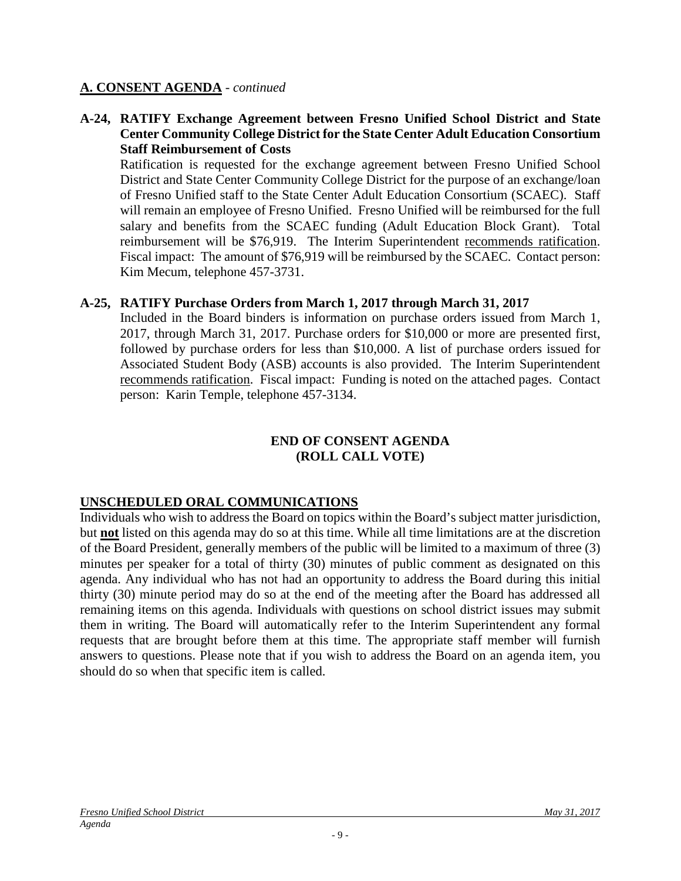## A. CONSENT AGENDA - *continued*

**A-24, RATIFY Exchange Agreement between Fresno Unified School District and State Center Community College District for the State Center Adult Education Consortium Staff Reimbursement of Costs**

Ratification is requested for the exchange agreement between Fresno Unified School District and State Center Community College District for the purpose of an exchange/loan of Fresno Unified staff to the State Center Adult Education Consortium (SCAEC). Staff will remain an employee of Fresno Unified. Fresno Unified will be reimbursed for the full salary and benefits from the SCAEC funding (Adult Education Block Grant). Total reimbursement will be $76,919. The Interim Superintendent recommends ratification. Fiscal impact: The amount of $76,919 will be reimbursed by the SCAEC. Contact person: Kim Mecum, telephone 457-3731.

**A-25, RATIFY Purchase Orders from March 1, 2017 through March 31, 2017**

Included in the Board binders is information on purchase orders issued from March 1, 2017, through March 31, 2017. Purchase orders for $10,000 or more are presented first, followed by purchase orders for less than $10,000. A list of purchase orders issued for Associated Student Body (ASB) accounts is also provided. The Interim Superintendent recommends ratification. Fiscal impact: Funding is noted on the attached pages. Contact person: Karin Temple, telephone 457-3134.

**END OF CONSENT AGENDA**
**(ROLL CALL VOTE)**

## UNSCHEDULED ORAL COMMUNICATIONS

Individuals who wish to address the Board on topics within the Board's subject matter jurisdiction, but **not** listed on this agenda may do so at this time. While all time limitations are at the discretion of the Board President, generally members of the public will be limited to a maximum of three (3) minutes per speaker for a total of thirty (30) minutes of public comment as designated on this agenda. Any individual who has not had an opportunity to address the Board during this initial thirty (30) minute period may do so at the end of the meeting after the Board has addressed all remaining items on this agenda. Individuals with questions on school district issues may submit them in writing. The Board will automatically refer to the Interim Superintendent any formal requests that are brought before them at this time. The appropriate staff member will furnish answers to questions. Please note that if you wish to address the Board on an agenda item, you should do so when that specific item is called.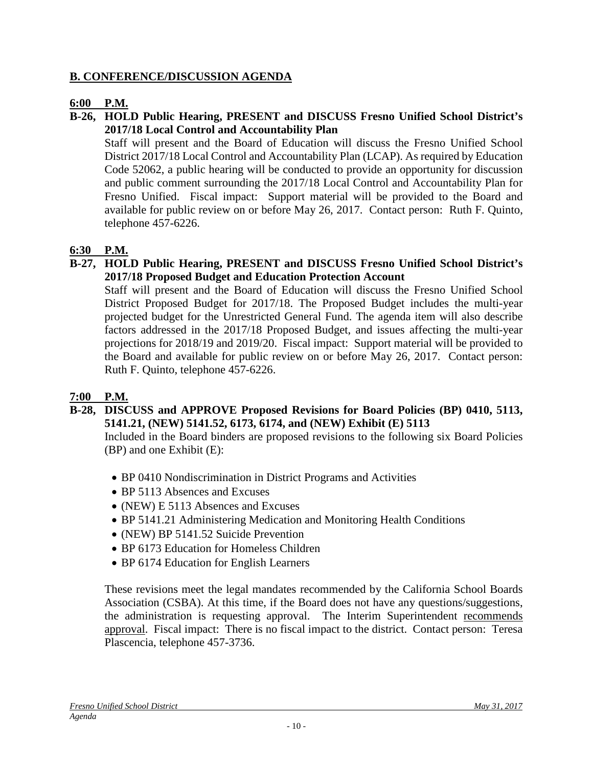## B. CONFERENCE/DISCUSSION AGENDA

**6:00 P.M.**

**B-26, HOLD Public Hearing, PRESENT and DISCUSS Fresno Unified School District's 2017/18 Local Control and Accountability Plan**

Staff will present and the Board of Education will discuss the Fresno Unified School District 2017/18 Local Control and Accountability Plan (LCAP). As required by Education Code 52062, a public hearing will be conducted to provide an opportunity for discussion and public comment surrounding the 2017/18 Local Control and Accountability Plan for Fresno Unified. Fiscal impact: Support material will be provided to the Board and available for public review on or before May 26, 2017. Contact person: Ruth F. Quinto, telephone 457-6226.

**6:30 P.M.**

**B-27, HOLD Public Hearing, PRESENT and DISCUSS Fresno Unified School District's 2017/18 Proposed Budget and Education Protection Account**

Staff will present and the Board of Education will discuss the Fresno Unified School District Proposed Budget for 2017/18. The Proposed Budget includes the multi-year projected budget for the Unrestricted General Fund. The agenda item will also describe factors addressed in the 2017/18 Proposed Budget, and issues affecting the multi-year projections for 2018/19 and 2019/20. Fiscal impact: Support material will be provided to the Board and available for public review on or before May 26, 2017. Contact person: Ruth F. Quinto, telephone 457-6226.

**7:00 P.M.**

**B-28, DISCUSS and APPROVE Proposed Revisions for Board Policies (BP) 0410, 5113, 5141.21, (NEW) 5141.52, 6173, 6174, and (NEW) Exhibit (E) 5113**

Included in the Board binders are proposed revisions to the following six Board Policies (BP) and one Exhibit (E):

- BP 0410 Nondiscrimination in District Programs and Activities
- BP 5113 Absences and Excuses
- (NEW) E 5113 Absences and Excuses
- BP 5141.21 Administering Medication and Monitoring Health Conditions
- (NEW) BP 5141.52 Suicide Prevention
- BP 6173 Education for Homeless Children
- BP 6174 Education for English Learners

These revisions meet the legal mandates recommended by the California School Boards Association (CSBA). At this time, if the Board does not have any questions/suggestions, the administration is requesting approval. The Interim Superintendent recommends approval. Fiscal impact: There is no fiscal impact to the district. Contact person: Teresa Plascencia, telephone 457-3736.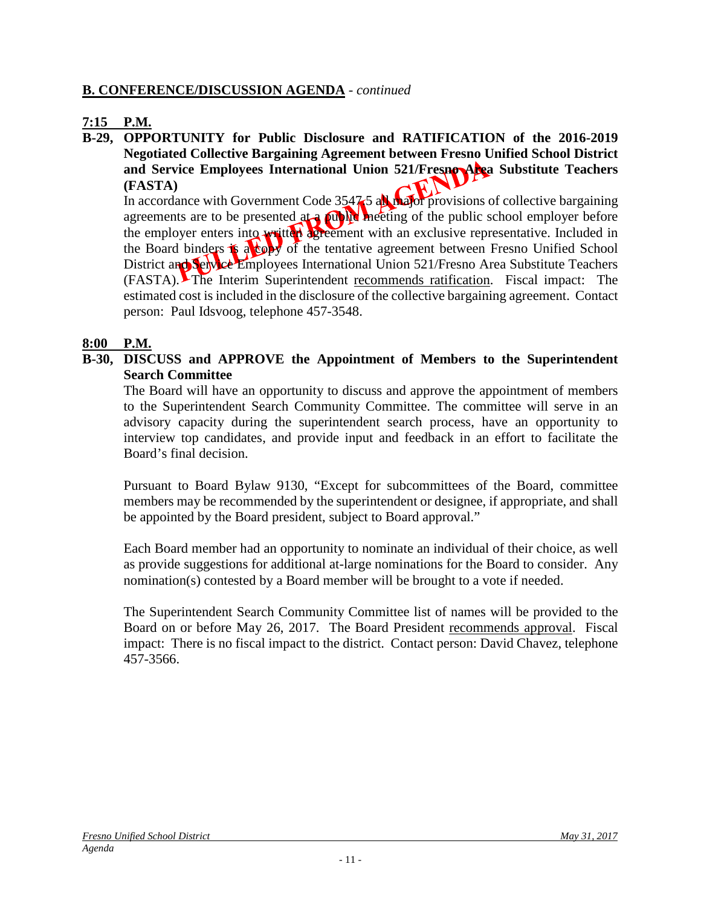## B. CONFERENCE/DISCUSSION AGENDA - *continued*

**7:15 P.M.**

**B-29, OPPORTUNITY for Public Disclosure and RATIFICATION of the 2016-2019 Negotiated Collective Bargaining Agreement between Fresno Unified School District and Service Employees International Union 521/Fresno Area Substitute Teachers (FASTA)**

PULLED FROM AGENDA

In accordance with Government Code 3547.5 all major provisions of collective bargaining agreements are to be presented at a public meeting of the public school employer before the employer enters into written agreement with an exclusive representative. Included in the Board binders is a copy of the tentative agreement between Fresno Unified School District and Service Employees International Union 521/Fresno Area Substitute Teachers (FASTA). The Interim Superintendent recommends ratification. Fiscal impact: The estimated cost is included in the disclosure of the collective bargaining agreement. Contact person: Paul Idsvoog, telephone 457-3548.

**8:00 P.M.**

**B-30, DISCUSS and APPROVE the Appointment of Members to the Superintendent Search Committee**

The Board will have an opportunity to discuss and approve the appointment of members to the Superintendent Search Community Committee. The committee will serve in an advisory capacity during the superintendent search process, have an opportunity to interview top candidates, and provide input and feedback in an effort to facilitate the Board's final decision.

Pursuant to Board Bylaw 9130, "Except for subcommittees of the Board, committee members may be recommended by the superintendent or designee, if appropriate, and shall be appointed by the Board president, subject to Board approval."

Each Board member had an opportunity to nominate an individual of their choice, as well as provide suggestions for additional at-large nominations for the Board to consider. Any nomination(s) contested by a Board member will be brought to a vote if needed.

The Superintendent Search Community Committee list of names will be provided to the Board on or before May 26, 2017. The Board President recommends approval. Fiscal impact: There is no fiscal impact to the district. Contact person: David Chavez, telephone 457-3566.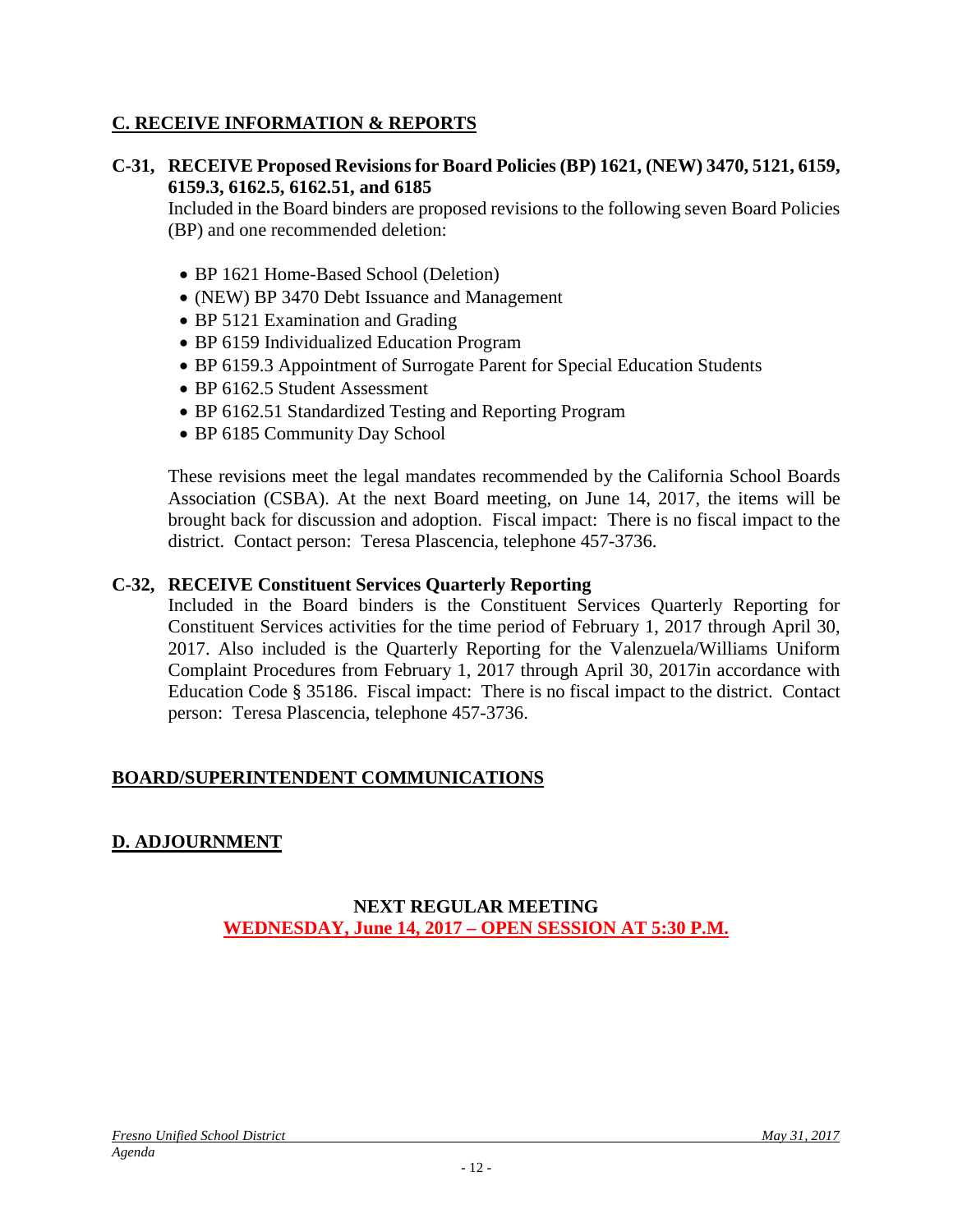## C. RECEIVE INFORMATION & REPORTS

**C-31, RECEIVE Proposed Revisions for Board Policies (BP) 1621, (NEW) 3470, 5121, 6159, 6159.3, 6162.5, 6162.51, and 6185**

Included in the Board binders are proposed revisions to the following seven Board Policies (BP) and one recommended deletion:

- BP 1621 Home-Based School (Deletion)
- (NEW) BP 3470 Debt Issuance and Management
- BP 5121 Examination and Grading
- BP 6159 Individualized Education Program
- BP 6159.3 Appointment of Surrogate Parent for Special Education Students
- BP 6162.5 Student Assessment
- BP 6162.51 Standardized Testing and Reporting Program
- BP 6185 Community Day School

These revisions meet the legal mandates recommended by the California School Boards Association (CSBA). At the next Board meeting, on June 14, 2017, the items will be brought back for discussion and adoption. Fiscal impact: There is no fiscal impact to the district. Contact person: Teresa Plascencia, telephone 457-3736.

**C-32, RECEIVE Constituent Services Quarterly Reporting**

Included in the Board binders is the Constituent Services Quarterly Reporting for Constituent Services activities for the time period of February 1, 2017 through April 30, 2017. Also included is the Quarterly Reporting for the Valenzuela/Williams Uniform Complaint Procedures from February 1, 2017 through April 30, 2017in accordance with Education Code § 35186. Fiscal impact: There is no fiscal impact to the district. Contact person: Teresa Plascencia, telephone 457-3736.

## BOARD/SUPERINTENDENT COMMUNICATIONS

## D. ADJOURNMENT

**NEXT REGULAR MEETING**

**WEDNESDAY, June 14, 2017 – OPEN SESSION AT 5:30 P.M.**